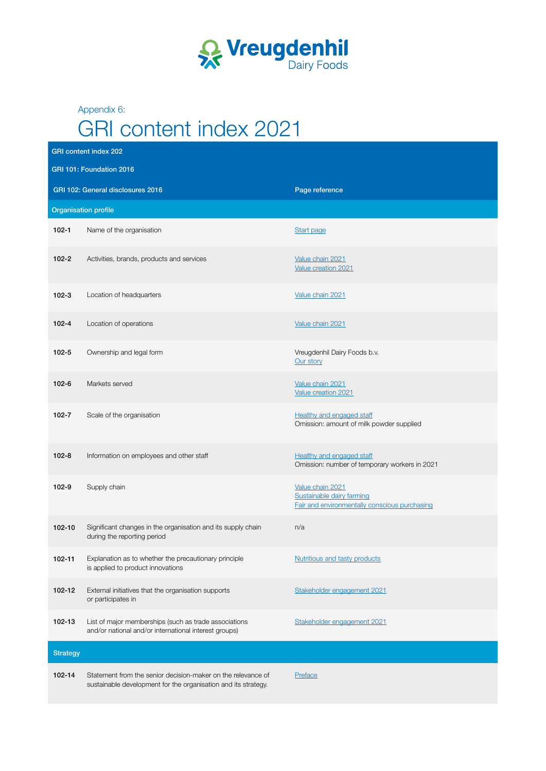Vreugdenhil Dairy Foods

Appendix 6:

# GRI content index 2021

| GRI content index 202 | | |
|---|---|---|
| GRI 101: Foundation 2016 | | |
| GRI 102: General disclosures 2016 | | Page reference |
| **Organisation profile** | | |
| **102-1** | Name of the organisation | Start page |
| **102-2** | Activities, brands, products and services | Value chain 2021<br>Value creation 2021 |
| **102-3** | Location of headquarters | Value chain 2021 |
| **102-4** | Location of operations | Value chain 2021 |
| **102-5** | Ownership and legal form | Vreugdenhil Dairy Foods b.v.<br>Our story |
| **102-6** | Markets served | Value chain 2021<br>Value creation 2021 |
| **102-7** | Scale of the organisation | Healthy and engaged staff<br>Omission: amount of milk powder supplied |
| **102-8** | Information on employees and other staff | Healthy and engaged staff<br>Omission: number of temporary workers in 2021 |
| **102-9** | Supply chain | Value chain 2021<br>Sustainable dairy farming<br>Fair and environmentally conscious purchasing |
| **102-10** | Significant changes in the organisation and its supply chain during the reporting period | n/a |
| **102-11** | Explanation as to whether the precautionary principle is applied to product innovations | Nutritious and tasty products |
| **102-12** | External initiatives that the organisation supports or participates in | Stakeholder engagement 2021 |
| **102-13** | List of major memberships (such as trade associations and/or national and/or international interest groups) | Stakeholder engagement 2021 |
| **Strategy** | | |
| **102-14** | Statement from the senior decision-maker on the relevance of sustainable development for the organisation and its strategy. | Preface |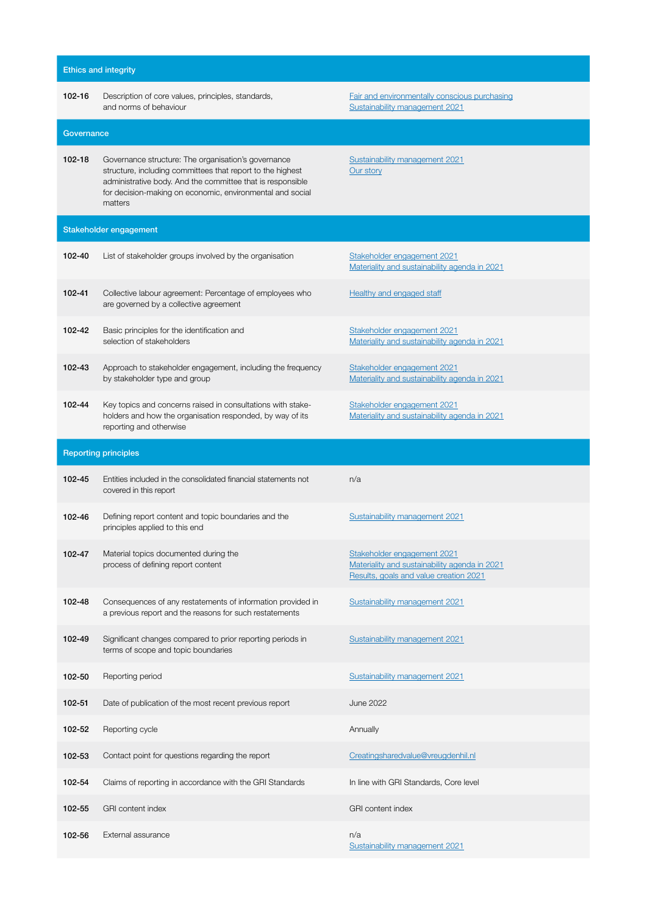| | | |
|---|---|---|
| **Ethics and integrity** | | |
| **102-16** | Description of core values, principles, standards, and norms of behaviour | Fair and environmentally conscious purchasing<br>Sustainability management 2021 |
| **Governance** | | |
| **102-18** | Governance structure: The organisation's governance structure, including committees that report to the highest administrative body. And the committee that is responsible for decision-making on economic, environmental and social matters | Sustainability management 2021<br>Our story |
| **Stakeholder engagement** | | |
| **102-40** | List of stakeholder groups involved by the organisation | Stakeholder engagement 2021<br>Materiality and sustainability agenda in 2021 |
| **102-41** | Collective labour agreement: Percentage of employees who are governed by a collective agreement | Healthy and engaged staff |
| **102-42** | Basic principles for the identification and selection of stakeholders | Stakeholder engagement 2021<br>Materiality and sustainability agenda in 2021 |
| **102-43** | Approach to stakeholder engagement, including the frequency by stakeholder type and group | Stakeholder engagement 2021<br>Materiality and sustainability agenda in 2021 |
| **102-44** | Key topics and concerns raised in consultations with stakeholders and how the organisation responded, by way of its reporting and otherwise | Stakeholder engagement 2021<br>Materiality and sustainability agenda in 2021 |
| **Reporting principles** | | |
| **102-45** | Entities included in the consolidated financial statements not covered in this report | n/a |
| **102-46** | Defining report content and topic boundaries and the principles applied to this end | Sustainability management 2021 |
| **102-47** | Material topics documented during the process of defining report content | Stakeholder engagement 2021<br>Materiality and sustainability agenda in 2021<br>Results, goals and value creation 2021 |
| **102-48** | Consequences of any restatements of information provided in a previous report and the reasons for such restatements | Sustainability management 2021 |
| **102-49** | Significant changes compared to prior reporting periods in terms of scope and topic boundaries | Sustainability management 2021 |
| **102-50** | Reporting period | Sustainability management 2021 |
| **102-51** | Date of publication of the most recent previous report | June 2022 |
| **102-52** | Reporting cycle | Annually |
| **102-53** | Contact point for questions regarding the report | Creatingsharedvalue@vreugdenhil.nl |
| **102-54** | Claims of reporting in accordance with the GRI Standards | In line with GRI Standards, Core level |
| **102-55** | GRI content index | GRI content index |
| **102-56** | External assurance | n/a<br>Sustainability management 2021 |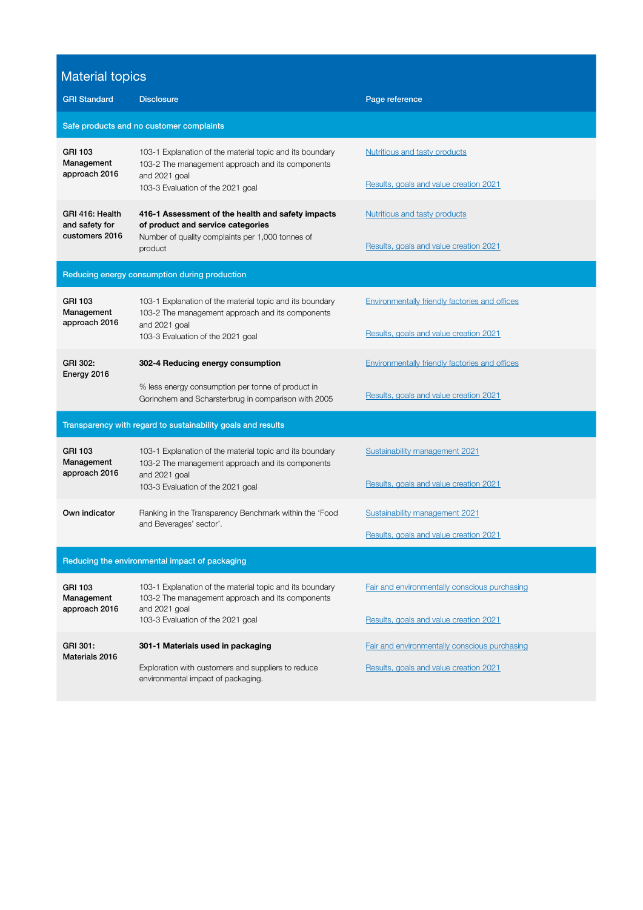## Material topics

| GRI Standard | Disclosure | Page reference |
|---|---|---|
| **Safe products and no customer complaints** | | |
| **GRI 103 Management approach 2016** | 103-1 Explanation of the material topic and its boundary<br>103-2 The management approach and its components and 2021 goal<br>103-3 Evaluation of the 2021 goal | Nutritious and tasty products<br><br>Results, goals and value creation 2021 |
| **GRI 416: Health and safety for customers 2016** | **416-1 Assessment of the health and safety impacts of product and service categories**<br>Number of quality complaints per 1,000 tonnes of product | Nutritious and tasty products<br><br>Results, goals and value creation 2021 |
| **Reducing energy consumption during production** | | |
| **GRI 103 Management approach 2016** | 103-1 Explanation of the material topic and its boundary<br>103-2 The management approach and its components and 2021 goal<br>103-3 Evaluation of the 2021 goal | Environmentally friendly factories and offices<br><br>Results, goals and value creation 2021 |
| **GRI 302: Energy 2016** | **302-4 Reducing energy consumption**<br><br>% less energy consumption per tonne of product in Gorinchem and Scharsterbrug in comparison with 2005 | Environmentally friendly factories and offices<br><br>Results, goals and value creation 2021 |
| **Transparency with regard to sustainability goals and results** | | |
| **GRI 103 Management approach 2016** | 103-1 Explanation of the material topic and its boundary<br>103-2 The management approach and its components and 2021 goal<br>103-3 Evaluation of the 2021 goal | Sustainability management 2021<br><br>Results, goals and value creation 2021 |
| **Own indicator** | Ranking in the Transparency Benchmark within the 'Food and Beverages' sector'. | Sustainability management 2021<br><br>Results, goals and value creation 2021 |
| **Reducing the environmental impact of packaging** | | |
| **GRI 103 Management approach 2016** | 103-1 Explanation of the material topic and its boundary<br>103-2 The management approach and its components and 2021 goal<br>103-3 Evaluation of the 2021 goal | Fair and environmentally conscious purchasing<br><br>Results, goals and value creation 2021 |
| **GRI 301: Materials 2016** | **301-1 Materials used in packaging**<br><br>Exploration with customers and suppliers to reduce environmental impact of packaging. | Fair and environmentally conscious purchasing<br><br>Results, goals and value creation 2021 |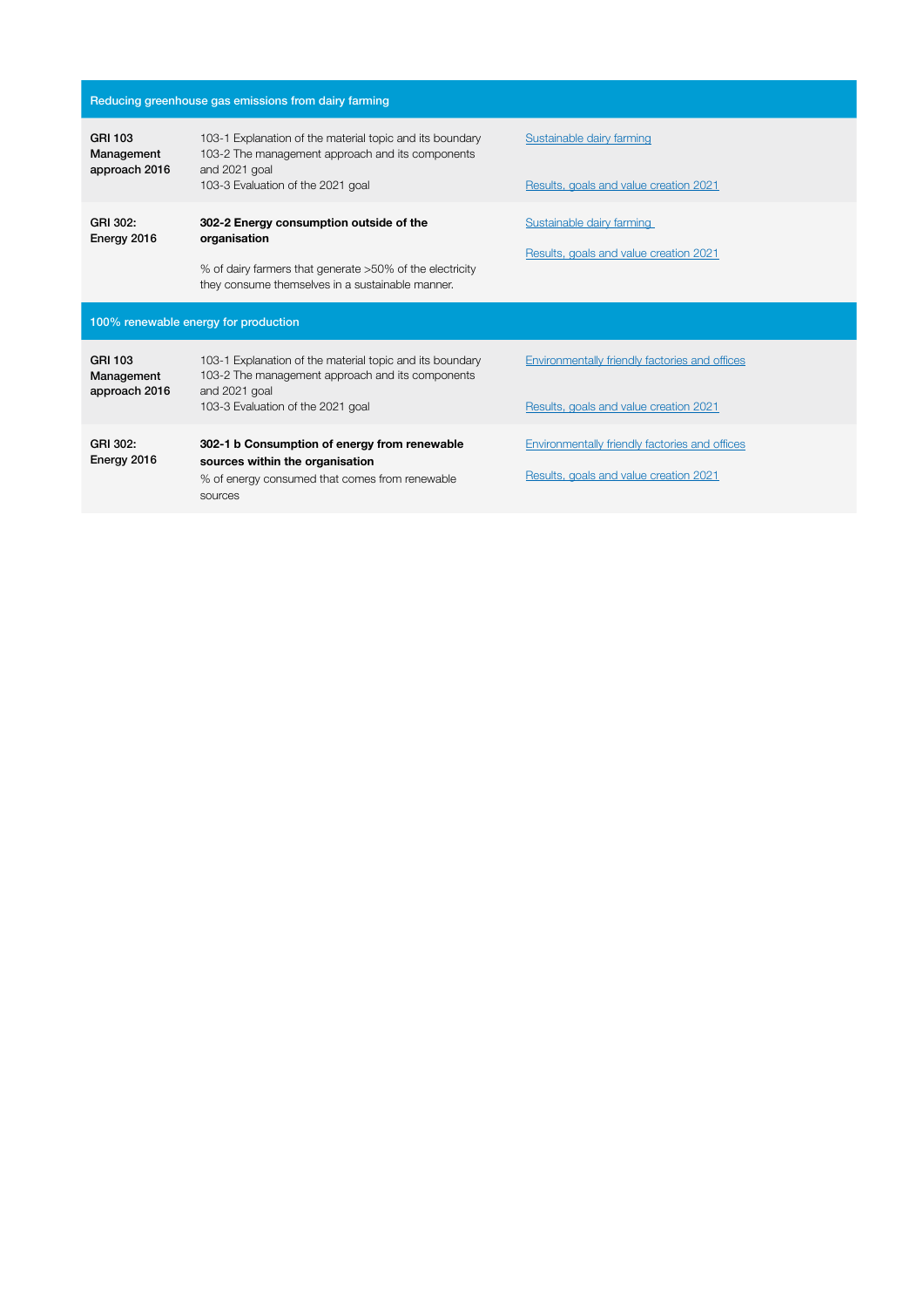| | | |
|---|---|---|
| **Reducing greenhouse gas emissions from dairy farming** | | |
| **GRI 103 Management approach 2016** | 103-1 Explanation of the material topic and its boundary<br>103-2 The management approach and its components and 2021 goal<br>103-3 Evaluation of the 2021 goal | Sustainable dairy farming<br><br>Results, goals and value creation 2021 |
| **GRI 302: Energy 2016** | **302-2 Energy consumption outside of the organisation**<br><br>% of dairy farmers that generate >50% of the electricity they consume themselves in a sustainable manner. | Sustainable dairy farming<br><br>Results, goals and value creation 2021 |
| **100% renewable energy for production** | | |
| **GRI 103 Management approach 2016** | 103-1 Explanation of the material topic and its boundary<br>103-2 The management approach and its components and 2021 goal<br>103-3 Evaluation of the 2021 goal | Environmentally friendly factories and offices<br><br>Results, goals and value creation 2021 |
| **GRI 302: Energy 2016** | **302-1 b Consumption of energy from renewable sources within the organisation**<br>% of energy consumed that comes from renewable sources | Environmentally friendly factories and offices<br><br>Results, goals and value creation 2021 |